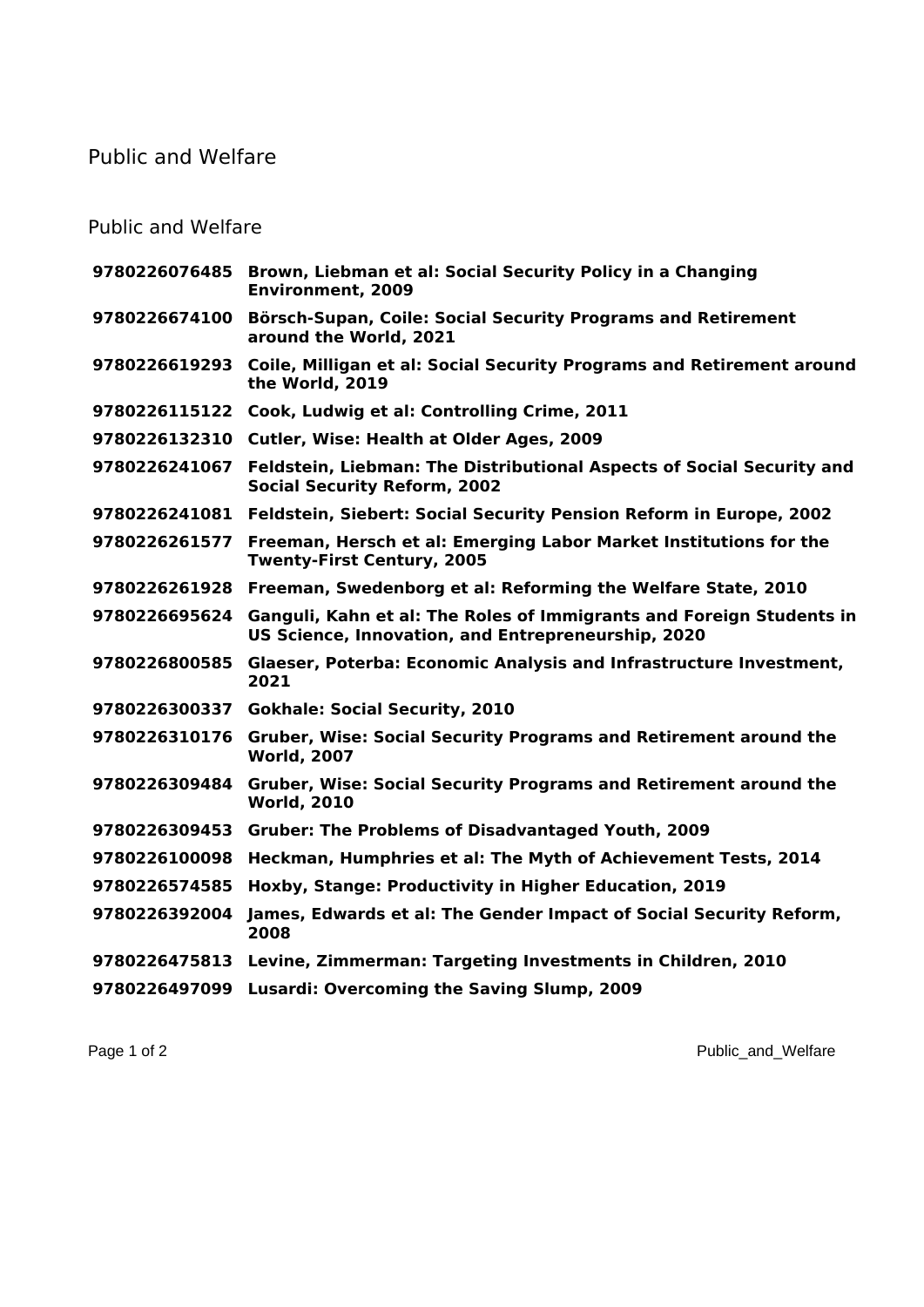# Public and Welfare

## Public and Welfare

| | |
|---|---|
| **9780226076485** | **Brown, Liebman et al: Social Security Policy in a Changing Environment, 2009** |
| **9780226674100** | **Börsch-Supan, Coile: Social Security Programs and Retirement around the World, 2021** |
| **9780226619293** | **Coile, Milligan et al: Social Security Programs and Retirement around the World, 2019** |
| **9780226115122** | **Cook, Ludwig et al: Controlling Crime, 2011** |
| **9780226132310** | **Cutler, Wise: Health at Older Ages, 2009** |
| **9780226241067** | **Feldstein, Liebman: The Distributional Aspects of Social Security and Social Security Reform, 2002** |
| **9780226241081** | **Feldstein, Siebert: Social Security Pension Reform in Europe, 2002** |
| **9780226261577** | **Freeman, Hersch et al: Emerging Labor Market Institutions for the Twenty-First Century, 2005** |
| **9780226261928** | **Freeman, Swedenborg et al: Reforming the Welfare State, 2010** |
| **9780226695624** | **Ganguli, Kahn et al: The Roles of Immigrants and Foreign Students in US Science, Innovation, and Entrepreneurship, 2020** |
| **9780226800585** | **Glaeser, Poterba: Economic Analysis and Infrastructure Investment, 2021** |
| **9780226300337** | **Gokhale: Social Security, 2010** |
| **9780226310176** | **Gruber, Wise: Social Security Programs and Retirement around the World, 2007** |
| **9780226309484** | **Gruber, Wise: Social Security Programs and Retirement around the World, 2010** |
| **9780226309453** | **Gruber: The Problems of Disadvantaged Youth, 2009** |
| **9780226100098** | **Heckman, Humphries et al: The Myth of Achievement Tests, 2014** |
| **9780226574585** | **Hoxby, Stange: Productivity in Higher Education, 2019** |
| **9780226392004** | **James, Edwards et al: The Gender Impact of Social Security Reform, 2008** |
| **9780226475813** | **Levine, Zimmerman: Targeting Investments in Children, 2010** |
| **9780226497099** | **Lusardi: Overcoming the Saving Slump, 2009** |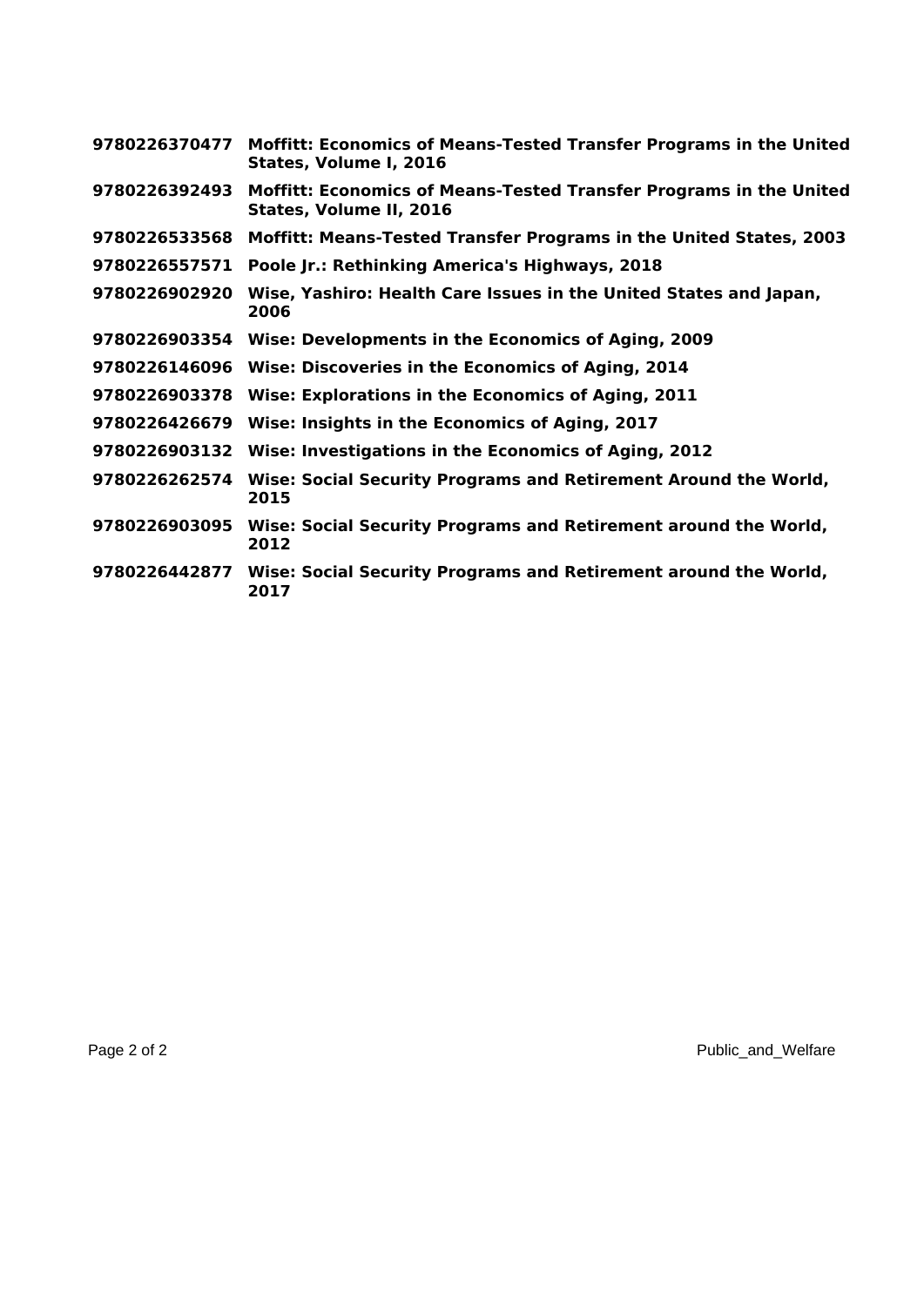| | |
|---|---|
| **9780226370477** | **Moffitt: Economics of Means-Tested Transfer Programs in the United States, Volume I, 2016** |
| **9780226392493** | **Moffitt: Economics of Means-Tested Transfer Programs in the United States, Volume II, 2016** |
| **9780226533568** | **Moffitt: Means-Tested Transfer Programs in the United States, 2003** |
| **9780226557571** | **Poole Jr.: Rethinking America's Highways, 2018** |
| **9780226902920** | **Wise, Yashiro: Health Care Issues in the United States and Japan, 2006** |
| **9780226903354** | **Wise: Developments in the Economics of Aging, 2009** |
| **9780226146096** | **Wise: Discoveries in the Economics of Aging, 2014** |
| **9780226903378** | **Wise: Explorations in the Economics of Aging, 2011** |
| **9780226426679** | **Wise: Insights in the Economics of Aging, 2017** |
| **9780226903132** | **Wise: Investigations in the Economics of Aging, 2012** |
| **9780226262574** | **Wise: Social Security Programs and Retirement Around the World, 2015** |
| **9780226903095** | **Wise: Social Security Programs and Retirement around the World, 2012** |
| **9780226442877** | **Wise: Social Security Programs and Retirement around the World, 2017** |